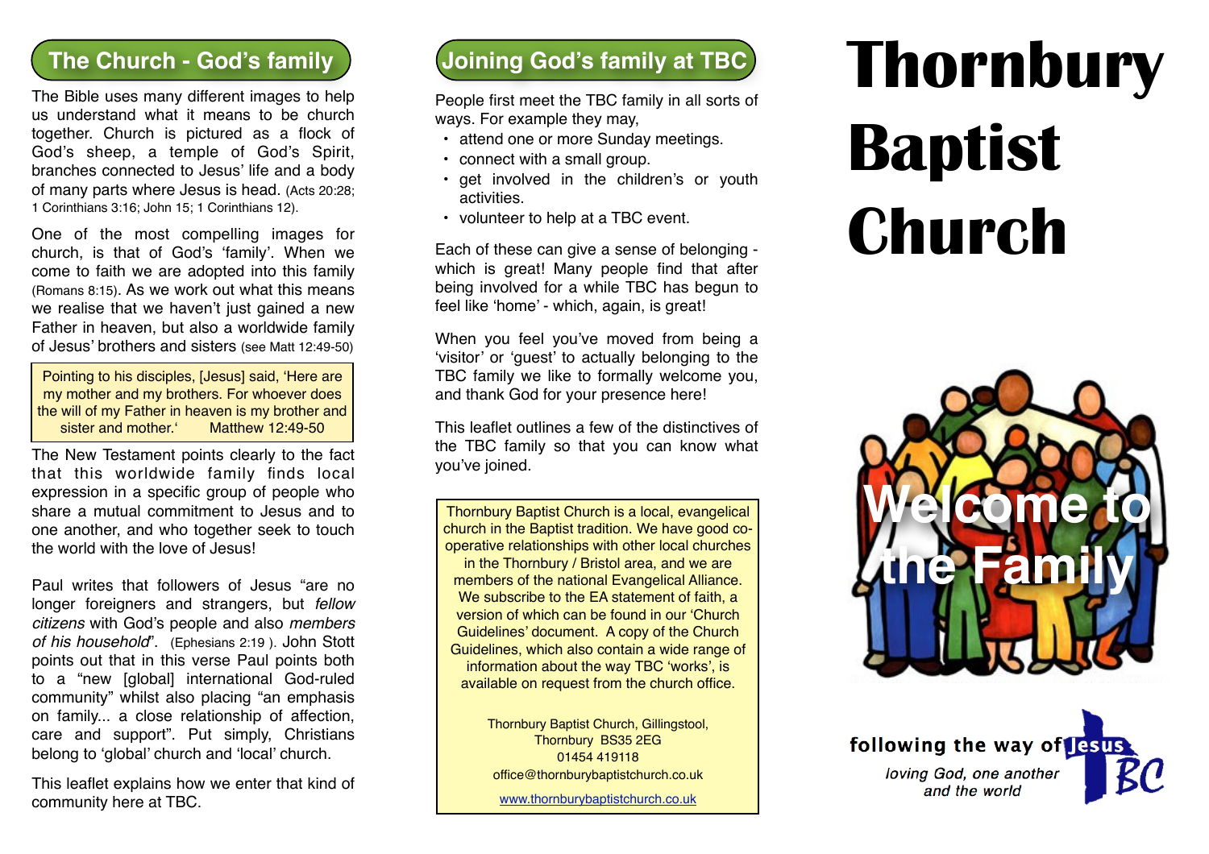## The Church - God's family

The Bible uses many different images to help us understand what it means to be church together. Church is pictured as a flock of God's sheep, a temple of God's Spirit, branches connected to Jesus' life and a body of many parts where Jesus is head. (Acts 20:28; 1 Corinthians 3:16; John 15; 1 Corinthians 12).

One of the most compelling images for church, is that of God's 'family'. When we come to faith we are adopted into this family (Romans 8:15). As we work out what this means we realise that we haven't just gained a new Father in heaven, but also a worldwide family of Jesus' brothers and sisters (see Matt 12:49-50)

> Pointing to his disciples, [Jesus] said, 'Here are my mother and my brothers. For whoever does the will of my Father in heaven is my brother and sister and mother.' Matthew 12:49-50

The New Testament points clearly to the fact that this worldwide family finds local expression in a specific group of people who share a mutual commitment to Jesus and to one another, and who together seek to touch the world with the love of Jesus!

Paul writes that followers of Jesus "are no longer foreigners and strangers, but *fellow citizens* with God's people and also *members of his household*". (Ephesians 2:19 ). John Stott points out that in this verse Paul points both to a "new [global] international God-ruled community" whilst also placing "an emphasis on family... a close relationship of affection, care and support". Put simply, Christians belong to 'global' church and 'local' church.

This leaflet explains how we enter that kind of community here at TBC.

## Joining God's family at TBC

People first meet the TBC family in all sorts of ways. For example they may,

- attend one or more Sunday meetings.
- connect with a small group.
- get involved in the children's or youth activities.
- volunteer to help at a TBC event.

Each of these can give a sense of belonging - which is great! Many people find that after being involved for a while TBC has begun to feel like 'home' - which, again, is great!

When you feel you've moved from being a 'visitor' or 'guest' to actually belonging to the TBC family we like to formally welcome you, and thank God for your presence here!

This leaflet outlines a few of the distinctives of the TBC family so that you can know what you've joined.

> Thornbury Baptist Church is a local, evangelical church in the Baptist tradition. We have good co-operative relationships with other local churches in the Thornbury / Bristol area, and we are members of the national Evangelical Alliance. We subscribe to the EA statement of faith, a version of which can be found in our 'Church Guidelines' document. A copy of the Church Guidelines, which also contain a wide range of information about the way TBC 'works', is available on request from the church office.
>
> Thornbury Baptist Church, Gillingstool,
> Thornbury BS35 2EG
> 01454 419118
> office@thornburybaptistchurch.co.uk
> www.thornburybaptistchurch.co.uk

# Thornbury Baptist Church

## Welcome to the Family

following the way of Jesus

*loving God, one another and the world*

TBC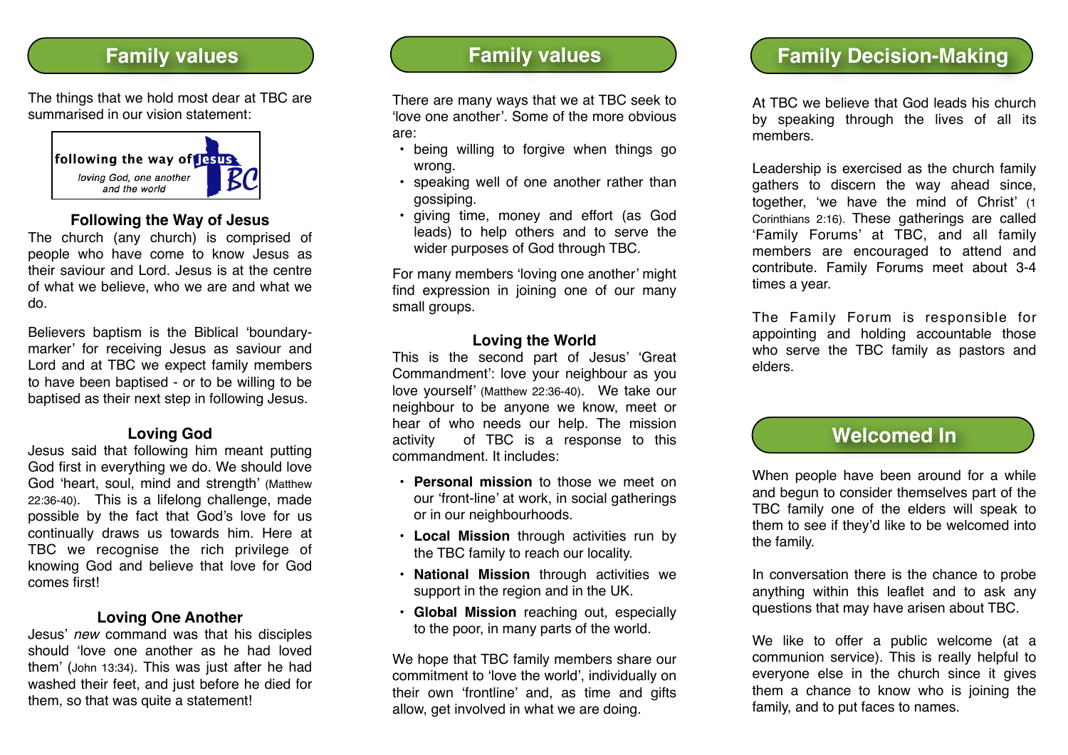## Family values

The things that we hold most dear at TBC are summarised in our vision statement:

following the way of Jesus
*loving God, one another and the world*
TBC

### Following the Way of Jesus

The church (any church) is comprised of people who have come to know Jesus as their saviour and Lord. Jesus is at the centre of what we believe, who we are and what we do.

Believers baptism is the Biblical 'boundary-marker' for receiving Jesus as saviour and Lord and at TBC we expect family members to have been baptised - or to be willing to be baptised as their next step in following Jesus.

### Loving God

Jesus said that following him meant putting God first in everything we do. We should love God 'heart, soul, mind and strength' (Matthew 22:36-40). This is a lifelong challenge, made possible by the fact that God's love for us continually draws us towards him. Here at TBC we recognise the rich privilege of knowing God and believe that love for God comes first!

### Loving One Another

Jesus' *new* command was that his disciples should 'love one another as he had loved them' (John 13:34). This was just after he had washed their feet, and just before he died for them, so that was quite a statement!

## Family values

There are many ways that we at TBC seek to 'love one another'. Some of the more obvious are:

- being willing to forgive when things go wrong.
- speaking well of one another rather than gossiping.
- giving time, money and effort (as God leads) to help others and to serve the wider purposes of God through TBC.

For many members 'loving one another' might find expression in joining one of our many small groups.

### Loving the World

This is the second part of Jesus' 'Great Commandment': love your neighbour as you love yourself' (Matthew 22:36-40). We take our neighbour to be anyone we know, meet or hear of who needs our help. The mission activity of TBC is a response to this commandment. It includes:

- **Personal mission** to those we meet on our 'front-line' at work, in social gatherings or in our neighbourhoods.
- **Local Mission** through activities run by the TBC family to reach our locality.
- **National Mission** through activities we support in the region and in the UK.
- **Global Mission** reaching out, especially to the poor, in many parts of the world.

We hope that TBC family members share our commitment to 'love the world', individually on their own 'frontline' and, as time and gifts allow, get involved in what we are doing.

## Family Decision-Making

At TBC we believe that God leads his church by speaking through the lives of all its members.

Leadership is exercised as the church family gathers to discern the way ahead since, together, 'we have the mind of Christ' (1 Corinthians 2:16). These gatherings are called 'Family Forums' at TBC, and all family members are encouraged to attend and contribute. Family Forums meet about 3-4 times a year.

The Family Forum is responsible for appointing and holding accountable those who serve the TBC family as pastors and elders.

## Welcomed In

When people have been around for a while and begun to consider themselves part of the TBC family one of the elders will speak to them to see if they'd like to be welcomed into the family.

In conversation there is the chance to probe anything within this leaflet and to ask any questions that may have arisen about TBC.

We like to offer a public welcome (at a communion service). This is really helpful to everyone else in the church since it gives them a chance to know who is joining the family, and to put faces to names.